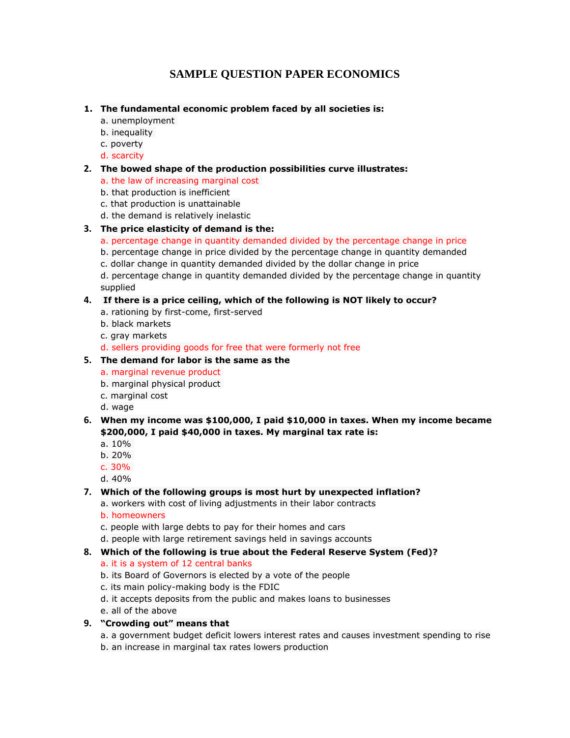# SAMPLE QUESTION PAPER ECONOMICS

1. **The fundamental economic problem faced by all societies is:**
   a. unemployment
   b. inequality
   c. poverty
   d. scarcity

2. **The bowed shape of the production possibilities curve illustrates:**
   a. the law of increasing marginal cost
   b. that production is inefficient
   c. that production is unattainable
   d. the demand is relatively inelastic

3. **The price elasticity of demand is the:**
   a. percentage change in quantity demanded divided by the percentage change in price
   b. percentage change in price divided by the percentage change in quantity demanded
   c. dollar change in quantity demanded divided by the dollar change in price
   d. percentage change in quantity demanded divided by the percentage change in quantity supplied

4. **If there is a price ceiling, which of the following is NOT likely to occur?**
   a. rationing by first-come, first-served
   b. black markets
   c. gray markets
   d. sellers providing goods for free that were formerly not free

5. **The demand for labor is the same as the**
   a. marginal revenue product
   b. marginal physical product
   c. marginal cost
   d. wage

6. **When my income was $100,000, I paid $10,000 in taxes. When my income became $200,000, I paid $40,000 in taxes. My marginal tax rate is:**
   a. 10%
   b. 20%
   c. 30%
   d. 40%

7. **Which of the following groups is most hurt by unexpected inflation?**
   a. workers with cost of living adjustments in their labor contracts
   b. homeowners
   c. people with large debts to pay for their homes and cars
   d. people with large retirement savings held in savings accounts

8. **Which of the following is true about the Federal Reserve System (Fed)?**
   a. it is a system of 12 central banks
   b. its Board of Governors is elected by a vote of the people
   c. its main policy-making body is the FDIC
   d. it accepts deposits from the public and makes loans to businesses
   e. all of the above

9. **"Crowding out" means that**
   a. a government budget deficit lowers interest rates and causes investment spending to rise
   b. an increase in marginal tax rates lowers production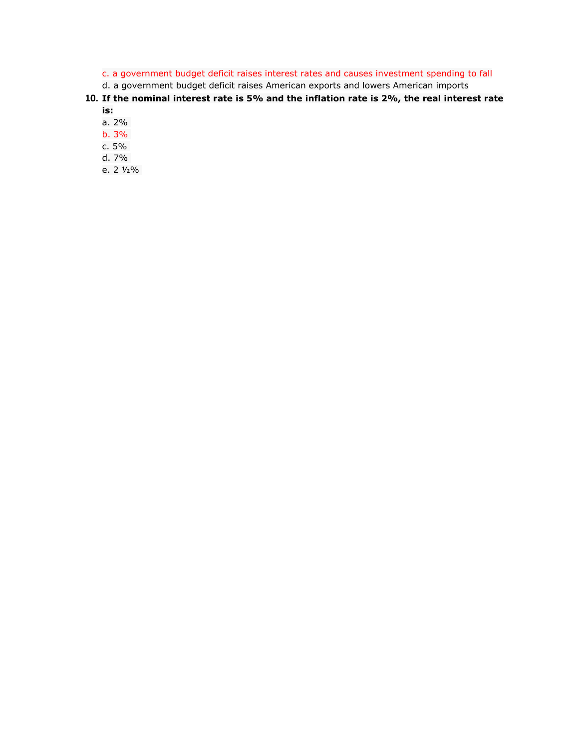c. a government budget deficit raises interest rates and causes investment spending to fall

d. a government budget deficit raises American exports and lowers American imports

10. **If the nominal interest rate is 5% and the inflation rate is 2%, the real interest rate is:**

    a. 2%

    b. 3%

    c. 5%

    d. 7%

    e. 2 ½%